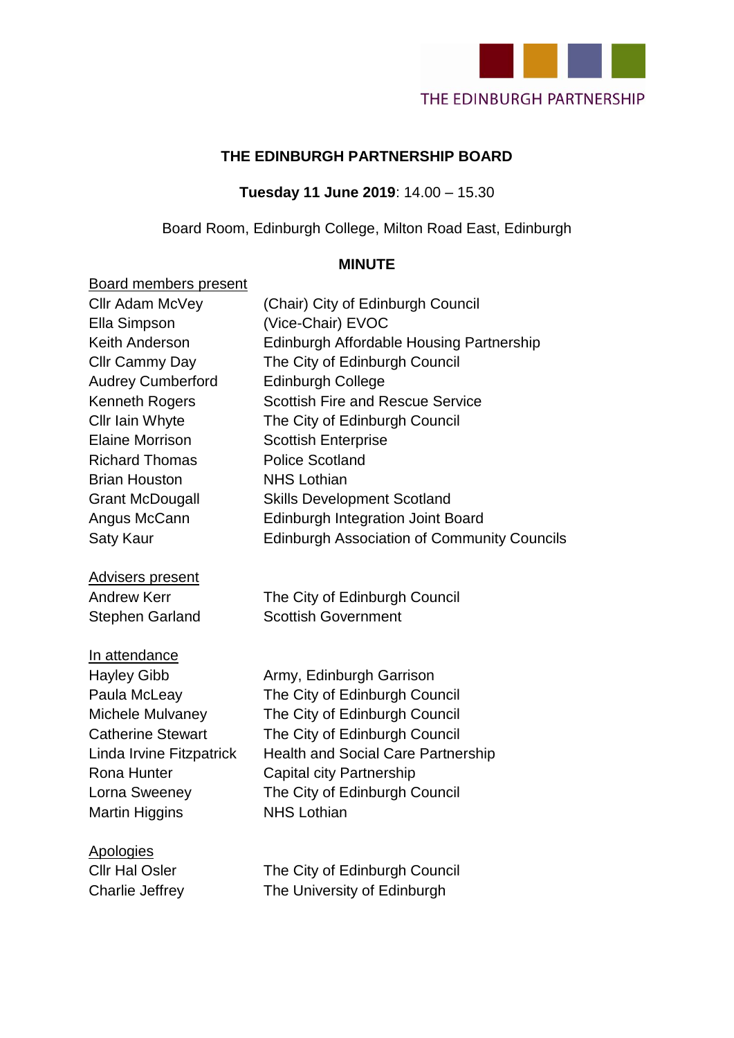THE EDINBURGH PARTNERSHIP

# THE EDINBURGH PARTNERSHIP BOARD

**Tuesday 11 June 2019**: 14.00 – 15.30

Board Room, Edinburgh College, Milton Road East, Edinburgh

## MINUTE

Board members present

| | |
|---|---|
| Cllr Adam McVey | (Chair) City of Edinburgh Council |
| Ella Simpson | (Vice-Chair) EVOC |
| Keith Anderson | Edinburgh Affordable Housing Partnership |
| Cllr Cammy Day | The City of Edinburgh Council |
| Audrey Cumberford | Edinburgh College |
| Kenneth Rogers | Scottish Fire and Rescue Service |
| Cllr Iain Whyte | The City of Edinburgh Council |
| Elaine Morrison | Scottish Enterprise |
| Richard Thomas | Police Scotland |
| Brian Houston | NHS Lothian |
| Grant McDougall | Skills Development Scotland |
| Angus McCann | Edinburgh Integration Joint Board |
| Saty Kaur | Edinburgh Association of Community Councils |

Advisers present

| | |
|---|---|
| Andrew Kerr | The City of Edinburgh Council |
| Stephen Garland | Scottish Government |

In attendance

| | |
|---|---|
| Hayley Gibb | Army, Edinburgh Garrison |
| Paula McLeay | The City of Edinburgh Council |
| Michele Mulvaney | The City of Edinburgh Council |
| Catherine Stewart | The City of Edinburgh Council |
| Linda Irvine Fitzpatrick | Health and Social Care Partnership |
| Rona Hunter | Capital city Partnership |
| Lorna Sweeney | The City of Edinburgh Council |
| Martin Higgins | NHS Lothian |

Apologies

| | |
|---|---|
| Cllr Hal Osler | The City of Edinburgh Council |
| Charlie Jeffrey | The University of Edinburgh |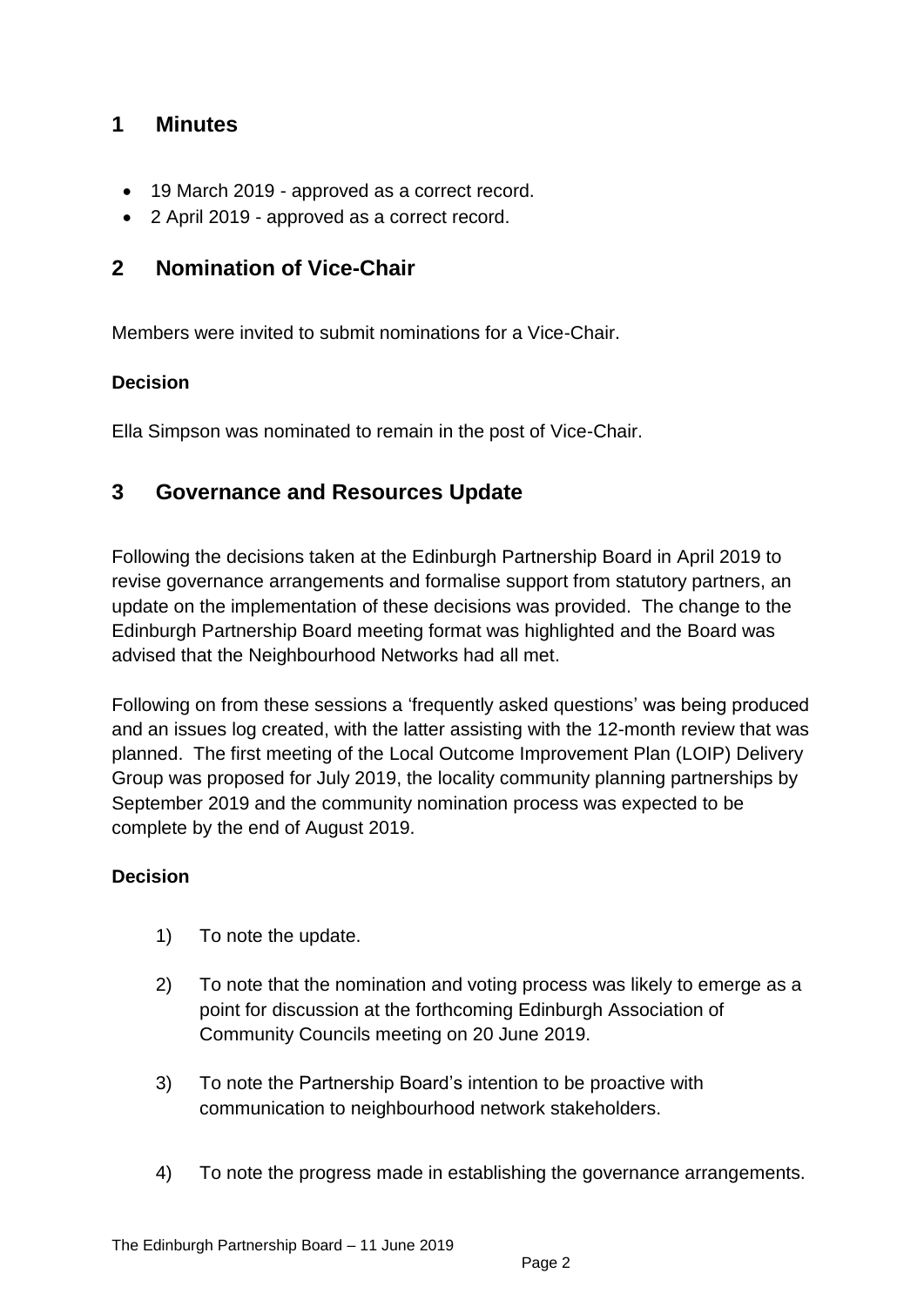## 1 Minutes

- 19 March 2019 - approved as a correct record.
- 2 April 2019 - approved as a correct record.

## 2 Nomination of Vice-Chair

Members were invited to submit nominations for a Vice-Chair.

**Decision**

Ella Simpson was nominated to remain in the post of Vice-Chair.

## 3 Governance and Resources Update

Following the decisions taken at the Edinburgh Partnership Board in April 2019 to revise governance arrangements and formalise support from statutory partners, an update on the implementation of these decisions was provided. The change to the Edinburgh Partnership Board meeting format was highlighted and the Board was advised that the Neighbourhood Networks had all met.

Following on from these sessions a 'frequently asked questions' was being produced and an issues log created, with the latter assisting with the 12-month review that was planned. The first meeting of the Local Outcome Improvement Plan (LOIP) Delivery Group was proposed for July 2019, the locality community planning partnerships by September 2019 and the community nomination process was expected to be complete by the end of August 2019.

**Decision**

1) To note the update.

2) To note that the nomination and voting process was likely to emerge as a point for discussion at the forthcoming Edinburgh Association of Community Councils meeting on 20 June 2019.

3) To note the Partnership Board's intention to be proactive with communication to neighbourhood network stakeholders.

4) To note the progress made in establishing the governance arrangements.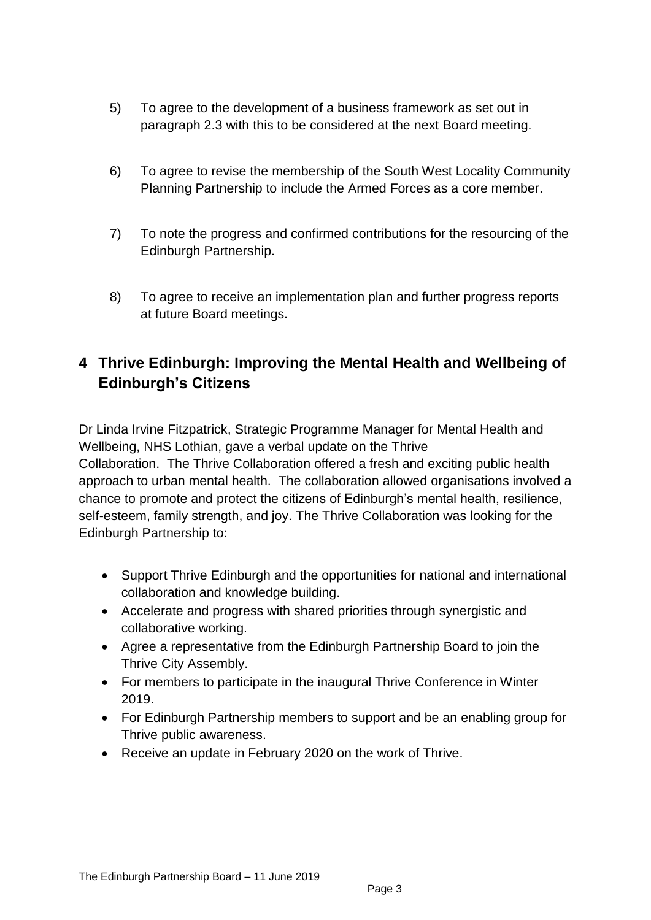5) To agree to the development of a business framework as set out in paragraph 2.3 with this to be considered at the next Board meeting.

6) To agree to revise the membership of the South West Locality Community Planning Partnership to include the Armed Forces as a core member.

7) To note the progress and confirmed contributions for the resourcing of the Edinburgh Partnership.

8) To agree to receive an implementation plan and further progress reports at future Board meetings.

## 4 Thrive Edinburgh: Improving the Mental Health and Wellbeing of Edinburgh's Citizens

Dr Linda Irvine Fitzpatrick, Strategic Programme Manager for Mental Health and Wellbeing, NHS Lothian, gave a verbal update on the Thrive Collaboration. The Thrive Collaboration offered a fresh and exciting public health approach to urban mental health. The collaboration allowed organisations involved a chance to promote and protect the citizens of Edinburgh's mental health, resilience, self-esteem, family strength, and joy. The Thrive Collaboration was looking for the Edinburgh Partnership to:

- Support Thrive Edinburgh and the opportunities for national and international collaboration and knowledge building.
- Accelerate and progress with shared priorities through synergistic and collaborative working.
- Agree a representative from the Edinburgh Partnership Board to join the Thrive City Assembly.
- For members to participate in the inaugural Thrive Conference in Winter 2019.
- For Edinburgh Partnership members to support and be an enabling group for Thrive public awareness.
- Receive an update in February 2020 on the work of Thrive.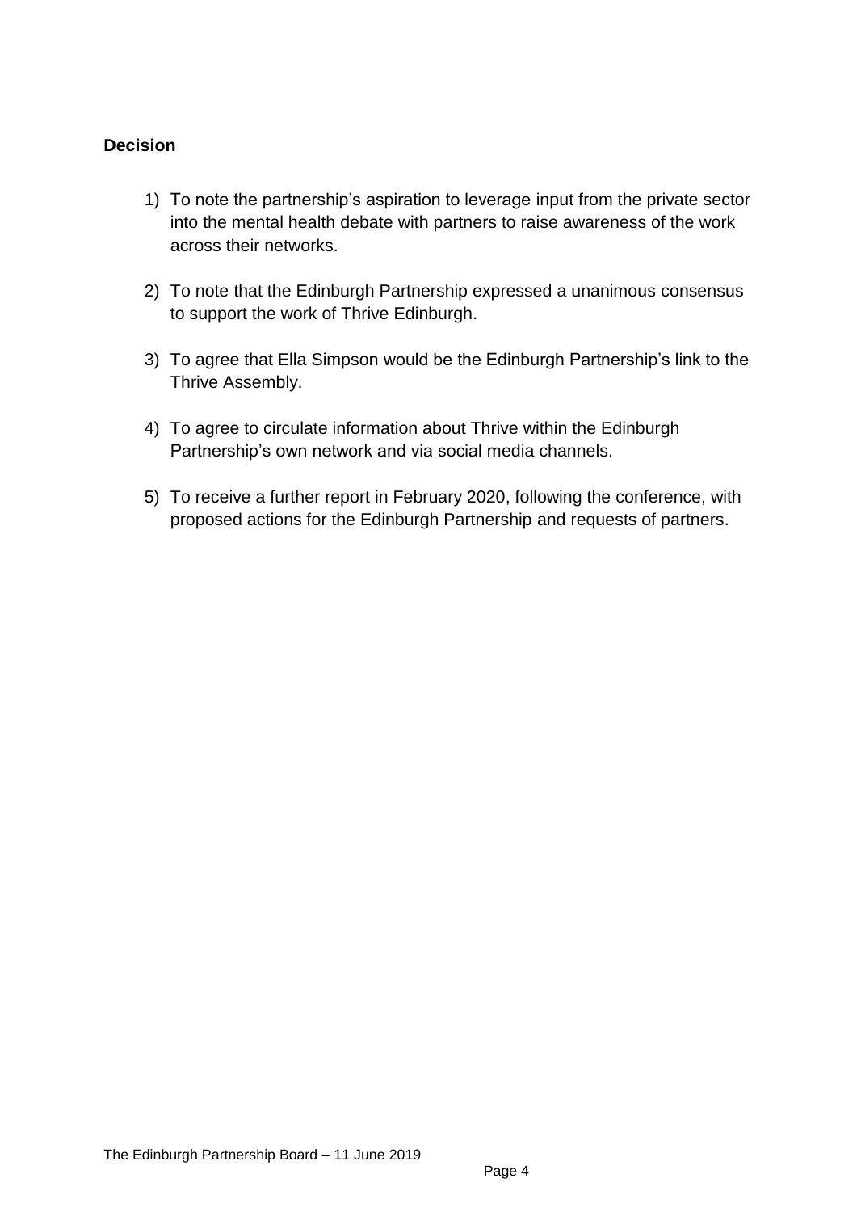### Decision

1) To note the partnership's aspiration to leverage input from the private sector into the mental health debate with partners to raise awareness of the work across their networks.

2) To note that the Edinburgh Partnership expressed a unanimous consensus to support the work of Thrive Edinburgh.

3) To agree that Ella Simpson would be the Edinburgh Partnership's link to the Thrive Assembly.

4) To agree to circulate information about Thrive within the Edinburgh Partnership's own network and via social media channels.

5) To receive a further report in February 2020, following the conference, with proposed actions for the Edinburgh Partnership and requests of partners.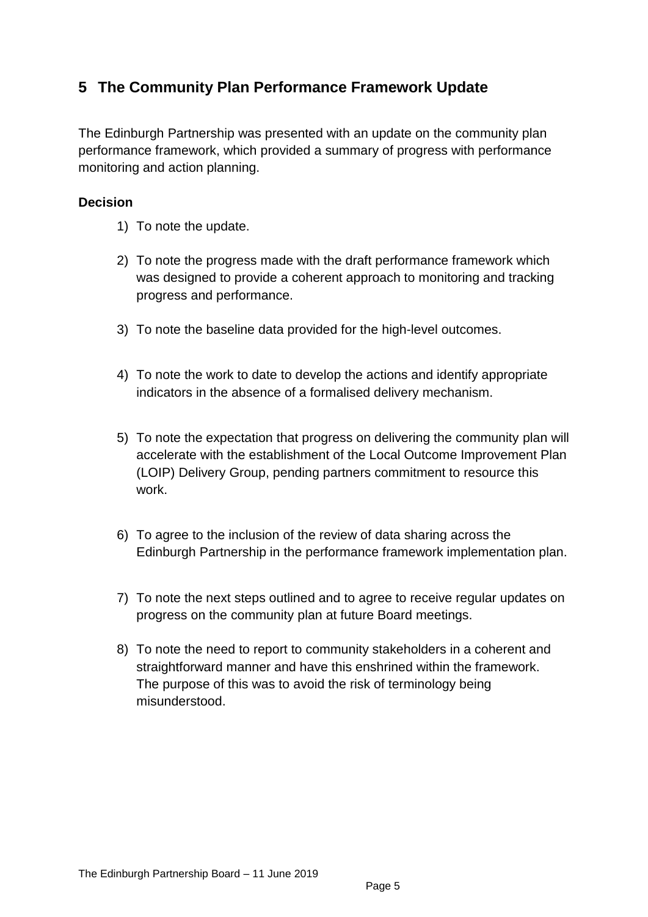## 5 The Community Plan Performance Framework Update

The Edinburgh Partnership was presented with an update on the community plan performance framework, which provided a summary of progress with performance monitoring and action planning.

### Decision

1) To note the update.

2) To note the progress made with the draft performance framework which was designed to provide a coherent approach to monitoring and tracking progress and performance.

3) To note the baseline data provided for the high-level outcomes.

4) To note the work to date to develop the actions and identify appropriate indicators in the absence of a formalised delivery mechanism.

5) To note the expectation that progress on delivering the community plan will accelerate with the establishment of the Local Outcome Improvement Plan (LOIP) Delivery Group, pending partners commitment to resource this work.

6) To agree to the inclusion of the review of data sharing across the Edinburgh Partnership in the performance framework implementation plan.

7) To note the next steps outlined and to agree to receive regular updates on progress on the community plan at future Board meetings.

8) To note the need to report to community stakeholders in a coherent and straightforward manner and have this enshrined within the framework. The purpose of this was to avoid the risk of terminology being misunderstood.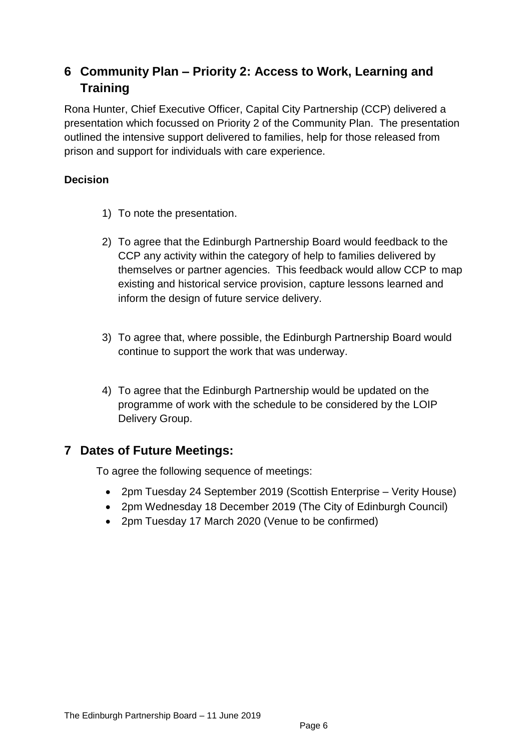## 6 Community Plan – Priority 2: Access to Work, Learning and Training

Rona Hunter, Chief Executive Officer, Capital City Partnership (CCP) delivered a presentation which focussed on Priority 2 of the Community Plan. The presentation outlined the intensive support delivered to families, help for those released from prison and support for individuals with care experience.

### Decision

1) To note the presentation.

2) To agree that the Edinburgh Partnership Board would feedback to the CCP any activity within the category of help to families delivered by themselves or partner agencies. This feedback would allow CCP to map existing and historical service provision, capture lessons learned and inform the design of future service delivery.

3) To agree that, where possible, the Edinburgh Partnership Board would continue to support the work that was underway.

4) To agree that the Edinburgh Partnership would be updated on the programme of work with the schedule to be considered by the LOIP Delivery Group.

## 7 Dates of Future Meetings:

To agree the following sequence of meetings:

- 2pm Tuesday 24 September 2019 (Scottish Enterprise – Verity House)
- 2pm Wednesday 18 December 2019 (The City of Edinburgh Council)
- 2pm Tuesday 17 March 2020 (Venue to be confirmed)